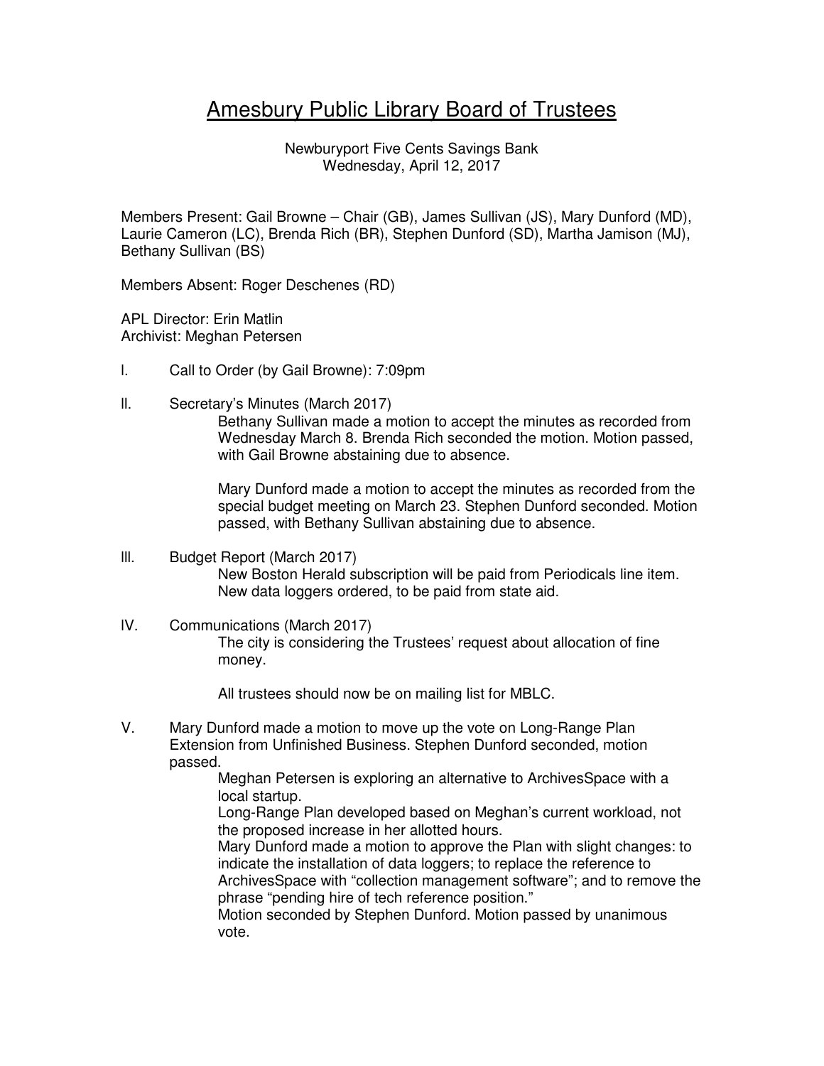# Amesbury Public Library Board of Trustees

Newburyport Five Cents Savings Bank
Wednesday, April 12, 2017

Members Present: Gail Browne – Chair (GB), James Sullivan (JS), Mary Dunford (MD), Laurie Cameron (LC), Brenda Rich (BR), Stephen Dunford (SD), Martha Jamison (MJ), Bethany Sullivan (BS)

Members Absent: Roger Deschenes (RD)

APL Director: Erin Matlin
Archivist: Meghan Petersen

I. Call to Order (by Gail Browne): 7:09pm

II. Secretary's Minutes (March 2017)

Bethany Sullivan made a motion to accept the minutes as recorded from Wednesday March 8. Brenda Rich seconded the motion. Motion passed, with Gail Browne abstaining due to absence.

Mary Dunford made a motion to accept the minutes as recorded from the special budget meeting on March 23. Stephen Dunford seconded. Motion passed, with Bethany Sullivan abstaining due to absence.

III. Budget Report (March 2017)

New Boston Herald subscription will be paid from Periodicals line item. New data loggers ordered, to be paid from state aid.

IV. Communications (March 2017)

The city is considering the Trustees' request about allocation of fine money.

All trustees should now be on mailing list for MBLC.

V. Mary Dunford made a motion to move up the vote on Long-Range Plan Extension from Unfinished Business. Stephen Dunford seconded, motion passed.

Meghan Petersen is exploring an alternative to ArchivesSpace with a local startup.

Long-Range Plan developed based on Meghan's current workload, not the proposed increase in her allotted hours.

Mary Dunford made a motion to approve the Plan with slight changes: to indicate the installation of data loggers; to replace the reference to ArchivesSpace with "collection management software"; and to remove the phrase "pending hire of tech reference position."

Motion seconded by Stephen Dunford. Motion passed by unanimous vote.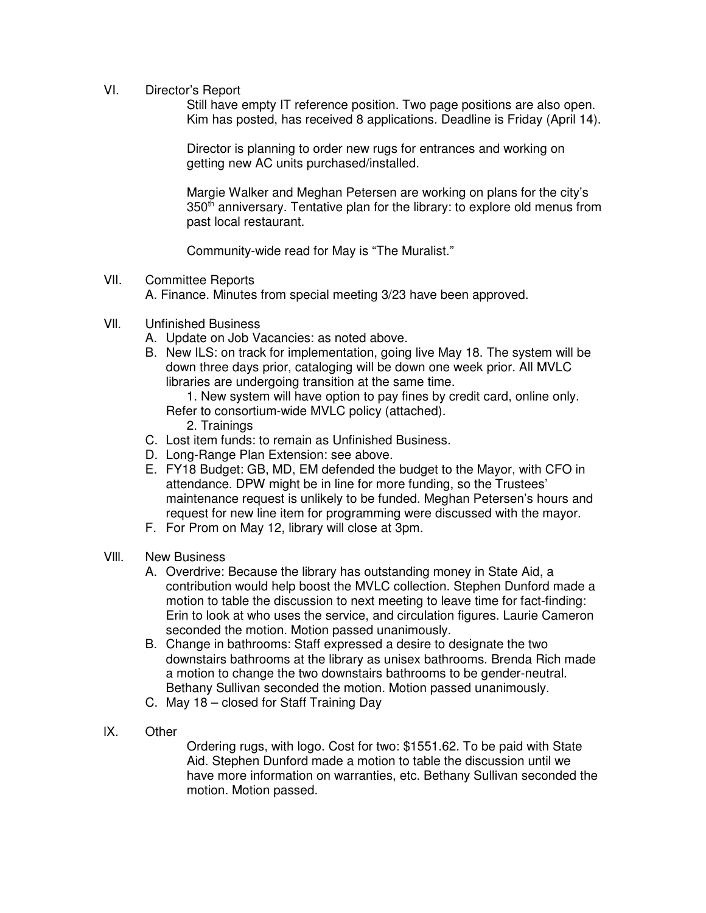VI. Director's Report

Still have empty IT reference position. Two page positions are also open. Kim has posted, has received 8 applications. Deadline is Friday (April 14).

Director is planning to order new rugs for entrances and working on getting new AC units purchased/installed.

Margie Walker and Meghan Petersen are working on plans for the city's 350th anniversary. Tentative plan for the library: to explore old menus from past local restaurant.

Community-wide read for May is "The Muralist."

VII. Committee Reports

A. Finance. Minutes from special meeting 3/23 have been approved.

Vll. Unfinished Business

A. Update on Job Vacancies: as noted above.
B. New ILS: on track for implementation, going live May 18. The system will be down three days prior, cataloging will be down one week prior. All MVLC libraries are undergoing transition at the same time.
   1. New system will have option to pay fines by credit card, online only. Refer to consortium-wide MVLC policy (attached).
   2. Trainings
C. Lost item funds: to remain as Unfinished Business.
D. Long-Range Plan Extension: see above.
E. FY18 Budget: GB, MD, EM defended the budget to the Mayor, with CFO in attendance. DPW might be in line for more funding, so the Trustees' maintenance request is unlikely to be funded. Meghan Petersen's hours and request for new line item for programming were discussed with the mayor.
F. For Prom on May 12, library will close at 3pm.

VIll. New Business

A. Overdrive: Because the library has outstanding money in State Aid, a contribution would help boost the MVLC collection. Stephen Dunford made a motion to table the discussion to next meeting to leave time for fact-finding: Erin to look at who uses the service, and circulation figures. Laurie Cameron seconded the motion. Motion passed unanimously.
B. Change in bathrooms: Staff expressed a desire to designate the two downstairs bathrooms at the library as unisex bathrooms. Brenda Rich made a motion to change the two downstairs bathrooms to be gender-neutral. Bethany Sullivan seconded the motion. Motion passed unanimously.
C. May 18 – closed for Staff Training Day

IX. Other

Ordering rugs, with logo. Cost for two: $1551.62. To be paid with State Aid. Stephen Dunford made a motion to table the discussion until we have more information on warranties, etc. Bethany Sullivan seconded the motion. Motion passed.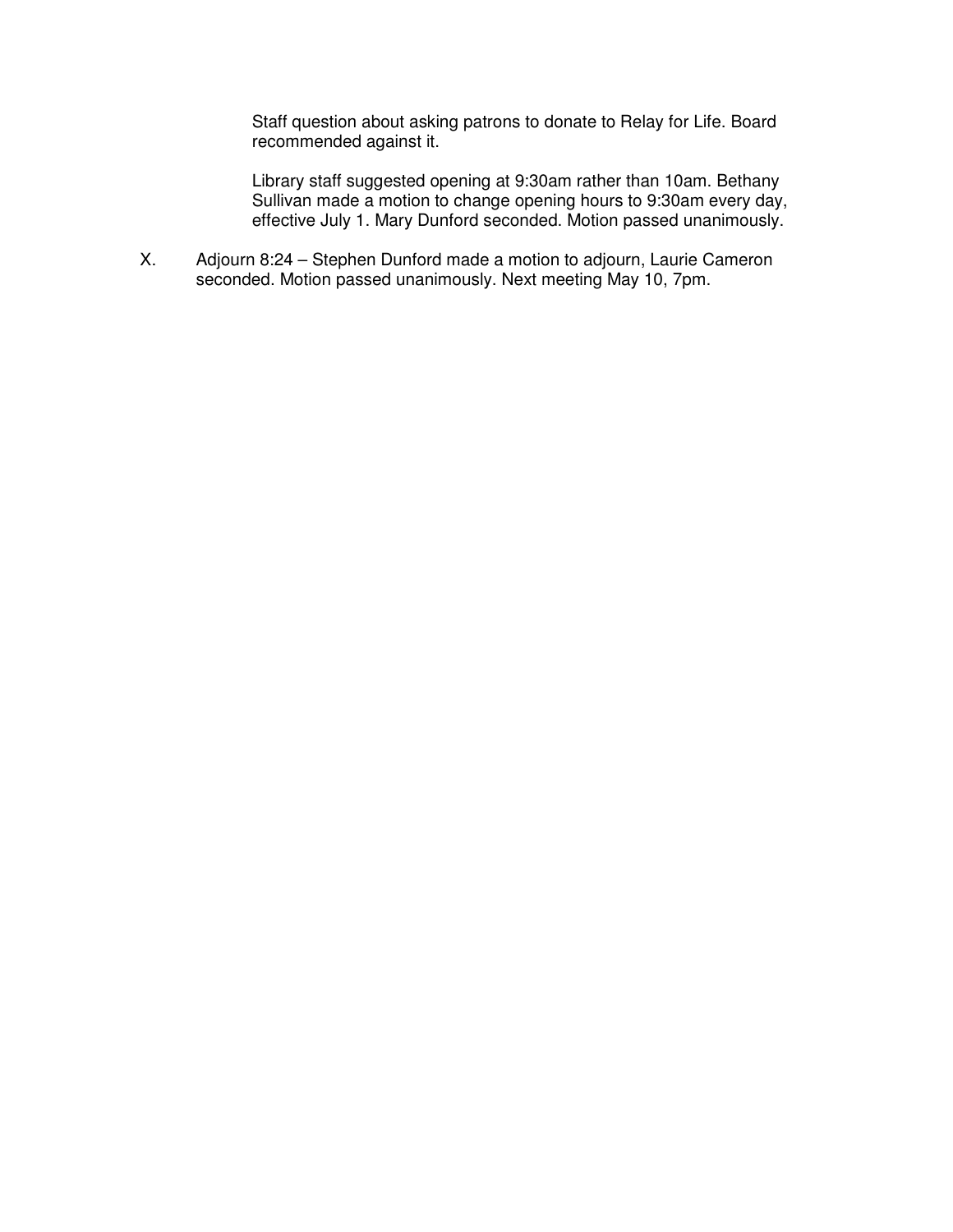Staff question about asking patrons to donate to Relay for Life. Board recommended against it.

Library staff suggested opening at 9:30am rather than 10am. Bethany Sullivan made a motion to change opening hours to 9:30am every day, effective July 1. Mary Dunford seconded. Motion passed unanimously.

X. Adjourn 8:24 – Stephen Dunford made a motion to adjourn, Laurie Cameron seconded. Motion passed unanimously. Next meeting May 10, 7pm.